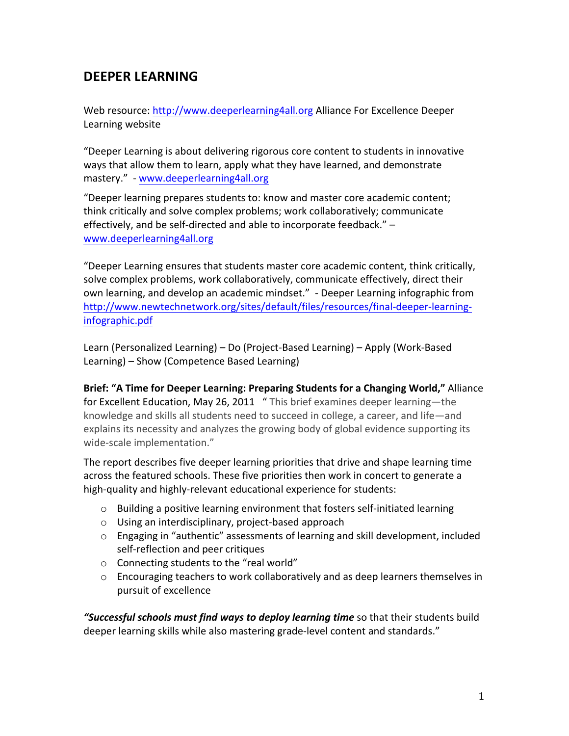# DEEPER LEARNING

Web resource: http://www.deeperlearning4all.org Alliance For Excellence Deeper Learning website

"Deeper Learning is about delivering rigorous core content to students in innovative ways that allow them to learn, apply what they have learned, and demonstrate mastery." - www.deeperlearning4all.org

"Deeper learning prepares students to: know and master core academic content; think critically and solve complex problems; work collaboratively; communicate effectively, and be self-directed and able to incorporate feedback." – www.deeperlearning4all.org

"Deeper Learning ensures that students master core academic content, think critically, solve complex problems, work collaboratively, communicate effectively, direct their own learning, and develop an academic mindset." - Deeper Learning infographic from http://www.newtechnetwork.org/sites/default/files/resources/final-deeper-learning-infographic.pdf

Learn (Personalized Learning) – Do (Project-Based Learning) – Apply (Work-Based Learning) – Show (Competence Based Learning)

**Brief: "A Time for Deeper Learning: Preparing Students for a Changing World,"** Alliance for Excellent Education, May 26, 2011 " This brief examines deeper learning—the knowledge and skills all students need to succeed in college, a career, and life—and explains its necessity and analyzes the growing body of global evidence supporting its wide-scale implementation."

The report describes five deeper learning priorities that drive and shape learning time across the featured schools. These five priorities then work in concert to generate a high-quality and highly-relevant educational experience for students:

- Building a positive learning environment that fosters self-initiated learning
- Using an interdisciplinary, project-based approach
- Engaging in "authentic" assessments of learning and skill development, included self-reflection and peer critiques
- Connecting students to the "real world"
- Encouraging teachers to work collaboratively and as deep learners themselves in pursuit of excellence

***"Successful schools must find ways to deploy learning time*** so that their students build deeper learning skills while also mastering grade-level content and standards."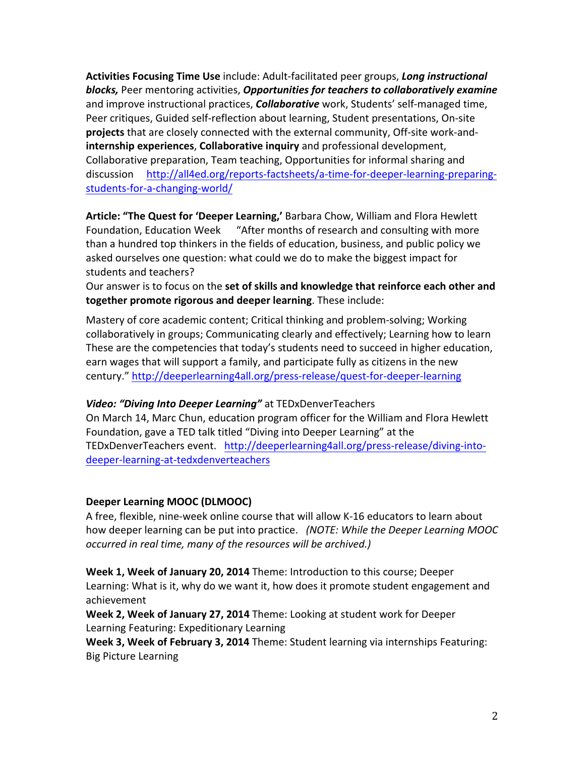**Activities Focusing Time Use** include: Adult-facilitated peer groups, ***Long instructional blocks,*** Peer mentoring activities, ***Opportunities for teachers to collaboratively examine*** and improve instructional practices, ***Collaborative*** work, Students' self-managed time, Peer critiques, Guided self-reflection about learning, Student presentations, On-site **projects** that are closely connected with the external community, Off-site work-and-**internship experiences**, **Collaborative inquiry** and professional development, Collaborative preparation, Team teaching, Opportunities for informal sharing and discussion http://all4ed.org/reports-factsheets/a-time-for-deeper-learning-preparing-students-for-a-changing-world/

**Article: "The Quest for 'Deeper Learning,'** Barbara Chow, William and Flora Hewlett Foundation, Education Week "After months of research and consulting with more than a hundred top thinkers in the fields of education, business, and public policy we asked ourselves one question: what could we do to make the biggest impact for students and teachers?

Our answer is to focus on the **set of skills and knowledge that reinforce each other and together promote rigorous and deeper learning**. These include:

Mastery of core academic content; Critical thinking and problem-solving; Working collaboratively in groups; Communicating clearly and effectively; Learning how to learn These are the competencies that today's students need to succeed in higher education, earn wages that will support a family, and participate fully as citizens in the new century." http://deeperlearning4all.org/press-release/quest-for-deeper-learning

***Video: "Diving Into Deeper Learning"*** at TEDxDenverTeachers

On March 14, Marc Chun, education program officer for the William and Flora Hewlett Foundation, gave a TED talk titled "Diving into Deeper Learning" at the TEDxDenverTeachers event. http://deeperlearning4all.org/press-release/diving-into-deeper-learning-at-tedxdenverteachers

**Deeper Learning MOOC (DLMOOC)**

A free, flexible, nine-week online course that will allow K-16 educators to learn about how deeper learning can be put into practice. *(NOTE: While the Deeper Learning MOOC occurred in real time, many of the resources will be archived.)*

**Week 1, Week of January 20, 2014** Theme: Introduction to this course; Deeper Learning: What is it, why do we want it, how does it promote student engagement and achievement

**Week 2, Week of January 27, 2014** Theme: Looking at student work for Deeper Learning Featuring: Expeditionary Learning

**Week 3, Week of February 3, 2014** Theme: Student learning via internships Featuring: Big Picture Learning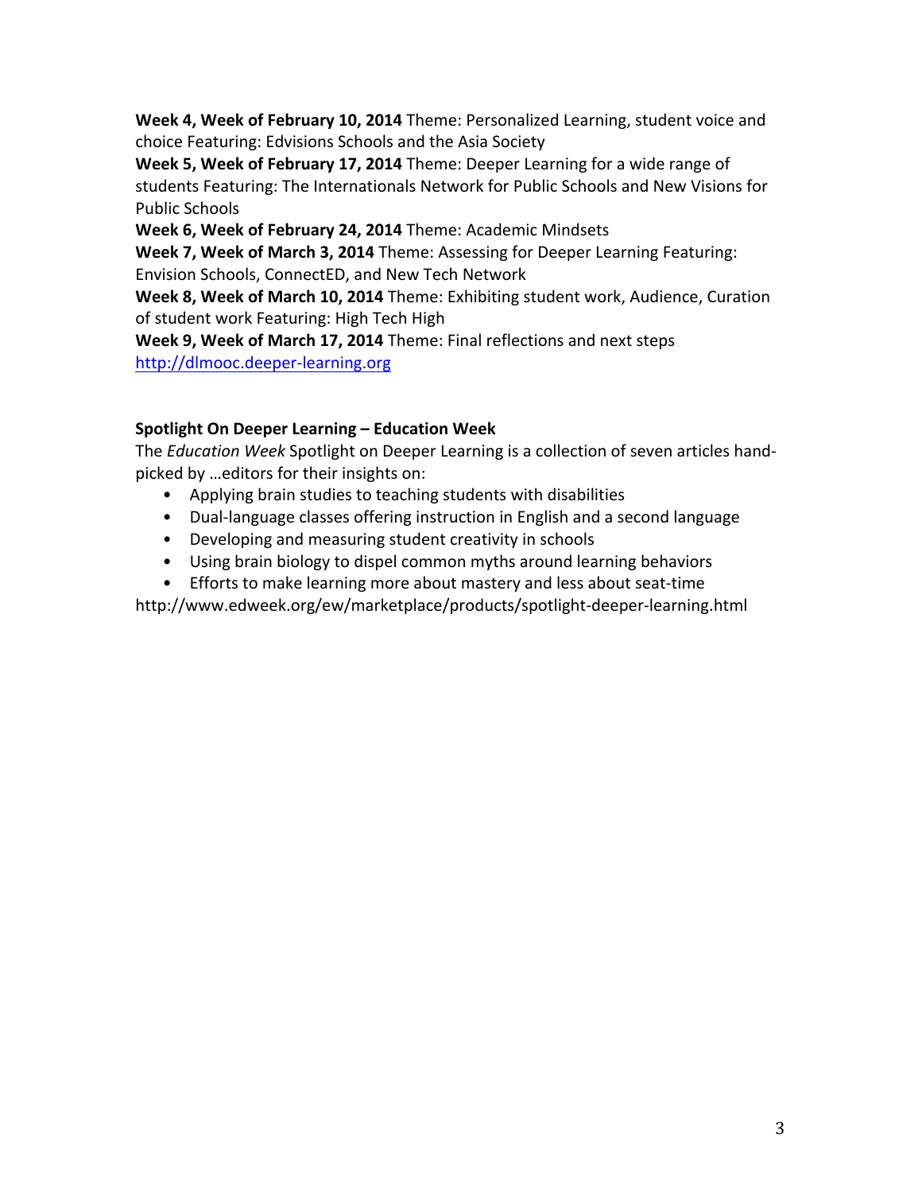**Week 4, Week of February 10, 2014** Theme: Personalized Learning, student voice and choice Featuring: Edvisions Schools and the Asia Society

**Week 5, Week of February 17, 2014** Theme: Deeper Learning for a wide range of students Featuring: The Internationals Network for Public Schools and New Visions for Public Schools

**Week 6, Week of February 24, 2014** Theme: Academic Mindsets

**Week 7, Week of March 3, 2014** Theme: Assessing for Deeper Learning Featuring: Envision Schools, ConnectED, and New Tech Network

**Week 8, Week of March 10, 2014** Theme: Exhibiting student work, Audience, Curation of student work Featuring: High Tech High

**Week 9, Week of March 17, 2014** Theme: Final reflections and next steps

http://dlmooc.deeper-learning.org

**Spotlight On Deeper Learning – Education Week**

The *Education Week* Spotlight on Deeper Learning is a collection of seven articles hand-picked by …editors for their insights on:

- Applying brain studies to teaching students with disabilities
- Dual-language classes offering instruction in English and a second language
- Developing and measuring student creativity in schools
- Using brain biology to dispel common myths around learning behaviors
- Efforts to make learning more about mastery and less about seat-time

http://www.edweek.org/ew/marketplace/products/spotlight-deeper-learning.html